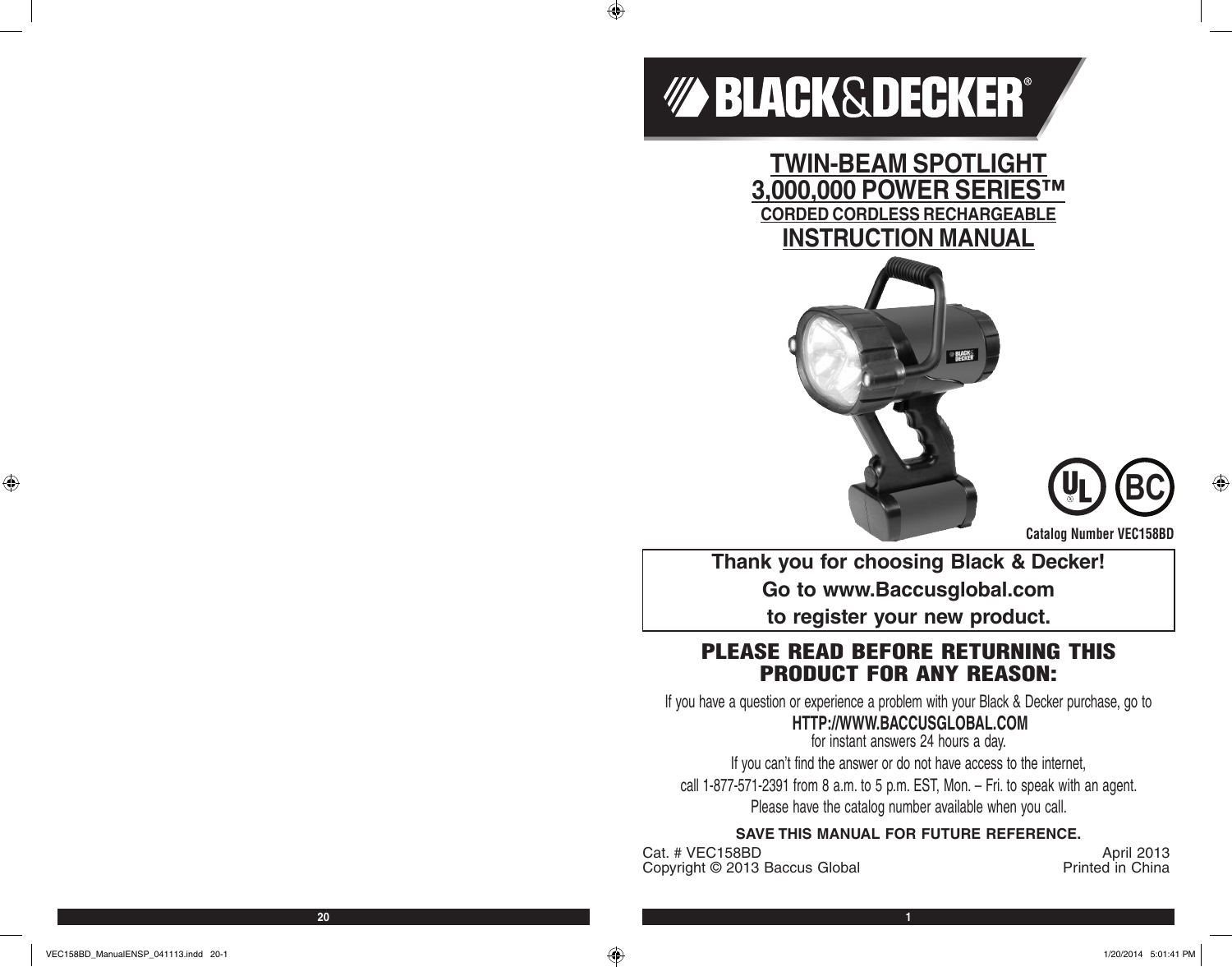# BLACK&DECKER®

## TWIN-BEAM SPOTLIGHT
## 3,000,000 POWER SERIES™
### CORDED CORDLESS RECHARGEABLE
## INSTRUCTION MANUAL

Catalog Number VEC158BD

**Thank you for choosing Black & Decker!**
**Go to www.Baccusglobal.com**
**to register your new product.**

## PLEASE READ BEFORE RETURNING THIS PRODUCT FOR ANY REASON:

If you have a question or experience a problem with your Black & Decker purchase, go to

**HTTP://WWW.BACCUSGLOBAL.COM**

for instant answers 24 hours a day.

If you can't find the answer or do not have access to the internet,

call 1-877-571-2391 from 8 a.m. to 5 p.m. EST, Mon. – Fri. to speak with an agent.

Please have the catalog number available when you call.

**SAVE THIS MANUAL FOR FUTURE REFERENCE.**

Cat. # VEC158BD
Copyright © 2013 Baccus Global

April 2013
Printed in China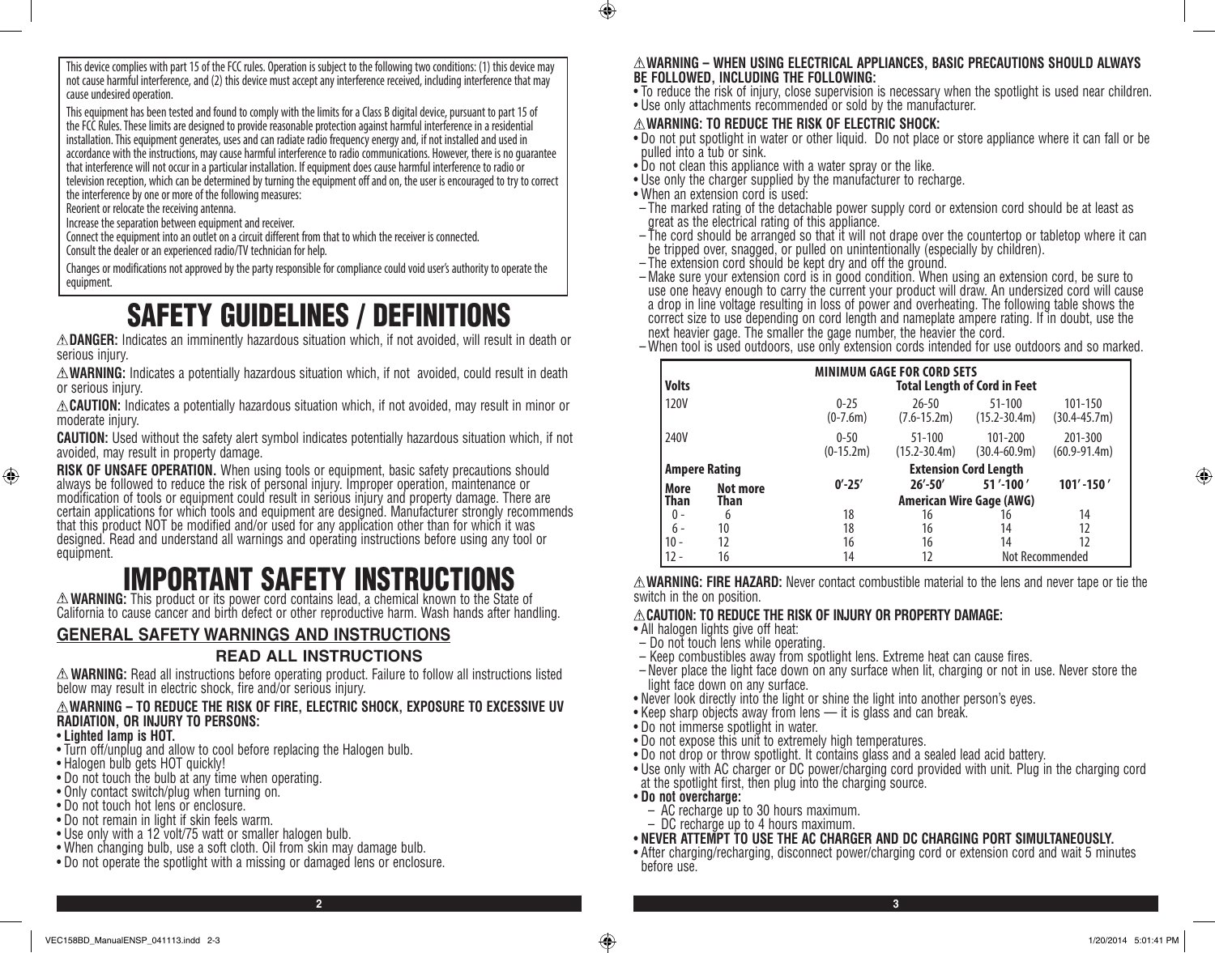This device complies with part 15 of the FCC rules. Operation is subject to the following two conditions: (1) this device may not cause harmful interference, and (2) this device must accept any interference received, including interference that may cause undesired operation.

This equipment has been tested and found to comply with the limits for a Class B digital device, pursuant to part 15 of the FCC Rules. These limits are designed to provide reasonable protection against harmful interference in a residential installation. This equipment generates, uses and can radiate radio frequency energy and, if not installed and used in accordance with the instructions, may cause harmful interference to radio communications. However, there is no guarantee that interference will not occur in a particular installation. If equipment does cause harmful interference to radio or television reception, which can be determined by turning the equipment off and on, the user is encouraged to try to correct the interference by one or more of the following measures:

Reorient or relocate the receiving antenna.

Increase the separation between equipment and receiver.

Connect the equipment into an outlet on a circuit different from that to which the receiver is connected.

Consult the dealer or an experienced radio/TV technician for help.

Changes or modifications not approved by the party responsible for compliance could void user's authority to operate the equipment.

# SAFETY GUIDELINES / DEFINITIONS

⚠**DANGER:** Indicates an imminently hazardous situation which, if not avoided, will result in death or serious injury.

⚠**WARNING:** Indicates a potentially hazardous situation which, if not avoided, could result in death or serious injury.

⚠**CAUTION:** Indicates a potentially hazardous situation which, if not avoided, may result in minor or moderate injury.

**CAUTION:** Used without the safety alert symbol indicates potentially hazardous situation which, if not avoided, may result in property damage.

**RISK OF UNSAFE OPERATION.** When using tools or equipment, basic safety precautions should always be followed to reduce the risk of personal injury. Improper operation, maintenance or modification of tools or equipment could result in serious injury and property damage. There are certain applications for which tools and equipment are designed. Manufacturer strongly recommends that this product NOT be modified and/or used for any application other than for which it was designed. Read and understand all warnings and operating instructions before using any tool or equipment.

# IMPORTANT SAFETY INSTRUCTIONS

⚠ **WARNING:** This product or its power cord contains lead, a chemical known to the State of California to cause cancer and birth defect or other reproductive harm. Wash hands after handling.

## GENERAL SAFETY WARNINGS AND INSTRUCTIONS

### READ ALL INSTRUCTIONS

⚠ **WARNING:** Read all instructions before operating product. Failure to follow all instructions listed below may result in electric shock, fire and/or serious injury.

⚠**WARNING – TO REDUCE THE RISK OF FIRE, ELECTRIC SHOCK, EXPOSURE TO EXCESSIVE UV RADIATION, OR INJURY TO PERSONS:**

- **Lighted lamp is HOT.**
- Turn off/unplug and allow to cool before replacing the Halogen bulb.
- Halogen bulb gets HOT quickly!
- Do not touch the bulb at any time when operating.
- Only contact switch/plug when turning on.
- Do not touch hot lens or enclosure.
- Do not remain in light if skin feels warm.
- Use only with a 12 volt/75 watt or smaller halogen bulb.
- When changing bulb, use a soft cloth. Oil from skin may damage bulb.
- Do not operate the spotlight with a missing or damaged lens or enclosure.

⚠**WARNING – WHEN USING ELECTRICAL APPLIANCES, BASIC PRECAUTIONS SHOULD ALWAYS BE FOLLOWED, INCLUDING THE FOLLOWING:**

- To reduce the risk of injury, close supervision is necessary when the spotlight is used near children.
- Use only attachments recommended or sold by the manufacturer.

⚠**WARNING: TO REDUCE THE RISK OF ELECTRIC SHOCK:**

- Do not put spotlight in water or other liquid. Do not place or store appliance where it can fall or be pulled into a tub or sink.
- Do not clean this appliance with a water spray or the like.
- Use only the charger supplied by the manufacturer to recharge.
- When an extension cord is used:
  - The marked rating of the detachable power supply cord or extension cord should be at least as great as the electrical rating of this appliance.
  - The cord should be arranged so that it will not drape over the countertop or tabletop where it can be tripped over, snagged, or pulled on unintentionally (especially by children).
  - The extension cord should be kept dry and off the ground.
  - Make sure your extension cord is in good condition. When using an extension cord, be sure to use one heavy enough to carry the current your product will draw. An undersized cord will cause a drop in line voltage resulting in loss of power and overheating. The following table shows the correct size to use depending on cord length and nameplate ampere rating. If in doubt, use the next heavier gage. The smaller the gage number, the heavier the cord.
  - When tool is used outdoors, use only extension cords intended for use outdoors and so marked.

| MINIMUM GAGE FOR CORD SETS | | | | | |
|---|---|---|---|---|---|
| **Volts** | | **Total Length of Cord in Feet** | | | |
| 120V | | 0-25 (0-7.6m) | 26-50 (7.6-15.2m) | 51-100 (15.2-30.4m) | 101-150 (30.4-45.7m) |
| 240V | | 0-50 (0-15.2m) | 51-100 (15.2-30.4m) | 101-200 (30.4-60.9m) | 201-300 (60.9-91.4m) |
| **Ampere Rating** | | **Extension Cord Length** | | | |
| **More Than** | **Not more Than** | **0′-25′** | **26′-50′** | **51′-100′** | **101′-150′** |
| | | **American Wire Gage (AWG)** | | | |
| 0 - | 6 | 18 | 16 | 16 | 14 |
| 6 - | 10 | 18 | 16 | 14 | 12 |
| 10 - | 12 | 16 | 16 | 14 | 12 |
| 12 - | 16 | 14 | 12 | Not Recommended | |

⚠**WARNING: FIRE HAZARD:** Never contact combustible material to the lens and never tape or tie the switch in the on position.

⚠**CAUTION: TO REDUCE THE RISK OF INJURY OR PROPERTY DAMAGE:**

- All halogen lights give off heat:
  - Do not touch lens while operating.
  - Keep combustibles away from spotlight lens. Extreme heat can cause fires.
  - Never place the light face down on any surface when lit, charging or not in use. Never store the light face down on any surface.
- Never look directly into the light or shine the light into another person's eyes.
- Keep sharp objects away from lens — it is glass and can break.
- Do not immerse spotlight in water.
- Do not expose this unit to extremely high temperatures.
- Do not drop or throw spotlight. It contains glass and a sealed lead acid battery.
- Use only with AC charger or DC power/charging cord provided with unit. Plug in the charging cord at the spotlight first, then plug into the charging source.
- **Do not overcharge:**
  - AC recharge up to 30 hours maximum.
  - DC recharge up to 4 hours maximum.
- **NEVER ATTEMPT TO USE THE AC CHARGER AND DC CHARGING PORT SIMULTANEOUSLY.**
- After charging/recharging, disconnect power/charging cord or extension cord and wait 5 minutes before use.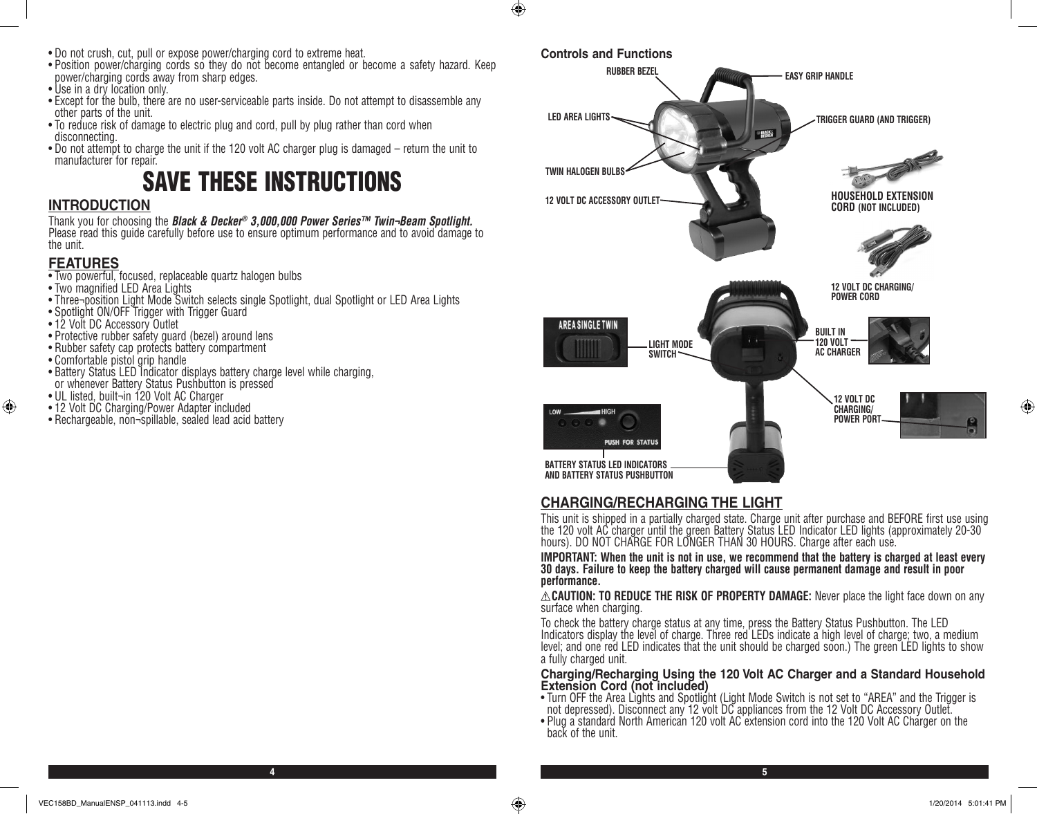- Do not crush, cut, pull or expose power/charging cord to extreme heat.
- Position power/charging cords so they do not become entangled or become a safety hazard. Keep power/charging cords away from sharp edges.
- Use in a dry location only.
- Except for the bulb, there are no user-serviceable parts inside. Do not attempt to disassemble any other parts of the unit.
- To reduce risk of damage to electric plug and cord, pull by plug rather than cord when disconnecting.
- Do not attempt to charge the unit if the 120 volt AC charger plug is damaged – return the unit to manufacturer for repair.

# SAVE THESE INSTRUCTIONS

## INTRODUCTION

Thank you for choosing the ***Black & Decker® 3,000,000 Power Series™ Twin¬Beam Spotlight.*** Please read this guide carefully before use to ensure optimum performance and to avoid damage to the unit.

## FEATURES

- Two powerful, focused, replaceable quartz halogen bulbs
- Two magnified LED Area Lights
- Three¬position Light Mode Switch selects single Spotlight, dual Spotlight or LED Area Lights
- Spotlight ON/OFF Trigger with Trigger Guard
- 12 Volt DC Accessory Outlet
- Protective rubber safety guard (bezel) around lens
- Rubber safety cap protects battery compartment
- Comfortable pistol grip handle
- Battery Status LED Indicator displays battery charge level while charging, or whenever Battery Status Pushbutton is pressed
- UL listed, built¬in 120 Volt AC Charger
- 12 Volt DC Charging/Power Adapter included
- Rechargeable, non¬spillable, sealed lead acid battery

### Controls and Functions

RUBBER BEZEL
EASY GRIP HANDLE
LED AREA LIGHTS
TRIGGER GUARD (AND TRIGGER)
TWIN HALOGEN BULBS
12 VOLT DC ACCESSORY OUTLET
HOUSEHOLD EXTENSION CORD (NOT INCLUDED)
12 VOLT DC CHARGING/ POWER CORD
LIGHT MODE SWITCH
BUILT IN 120 VOLT AC CHARGER
12 VOLT DC CHARGING/ POWER PORT
BATTERY STATUS LED INDICATORS AND BATTERY STATUS PUSHBUTTON

## CHARGING/RECHARGING THE LIGHT

This unit is shipped in a partially charged state. Charge unit after purchase and BEFORE first use using the 120 volt AC charger until the green Battery Status LED Indicator LED lights (approximately 20-30 hours). DO NOT CHARGE FOR LONGER THAN 30 HOURS. Charge after each use.

**IMPORTANT: When the unit is not in use, we recommend that the battery is charged at least every 30 days. Failure to keep the battery charged will cause permanent damage and result in poor performance.**

⚠**CAUTION: TO REDUCE THE RISK OF PROPERTY DAMAGE:** Never place the light face down on any surface when charging.

To check the battery charge status at any time, press the Battery Status Pushbutton. The LED Indicators display the level of charge. Three red LEDs indicate a high level of charge; two, a medium level; and one red LED indicates that the unit should be charged soon.) The green LED lights to show a fully charged unit.

### Charging/Recharging Using the 120 Volt AC Charger and a Standard Household Extension Cord (not included)

- Turn OFF the Area Lights and Spotlight (Light Mode Switch is not set to "AREA" and the Trigger is not depressed). Disconnect any 12 volt DC appliances from the 12 Volt DC Accessory Outlet.
- Plug a standard North American 120 volt AC extension cord into the 120 Volt AC Charger on the back of the unit.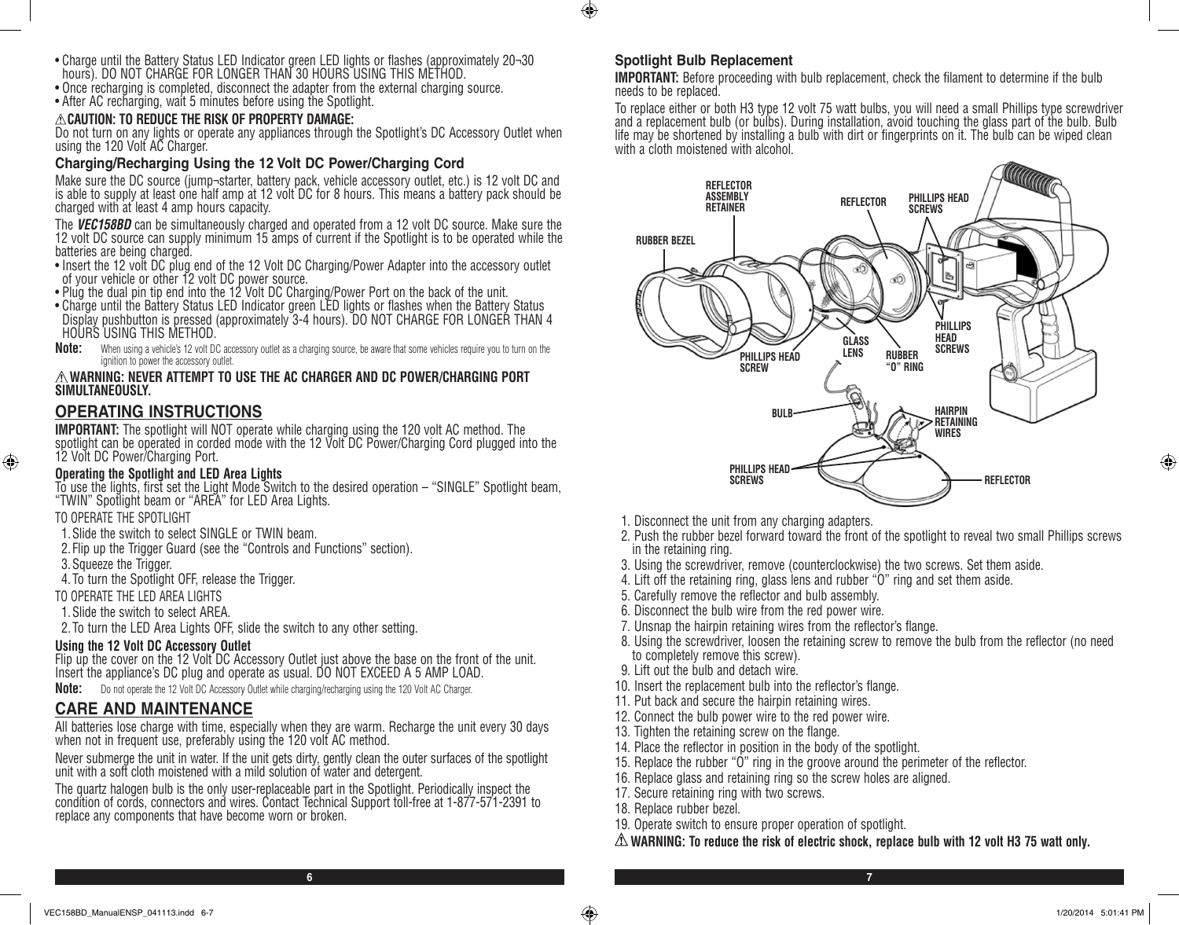- Charge until the Battery Status LED Indicator green LED lights or flashes (approximately 20¬30 hours). DO NOT CHARGE FOR LONGER THAN 30 HOURS USING THIS METHOD.
- Once recharging is completed, disconnect the adapter from the external charging source.
- After AC recharging, wait 5 minutes before using the Spotlight.

⚠**CAUTION: TO REDUCE THE RISK OF PROPERTY DAMAGE:**
Do not turn on any lights or operate any appliances through the Spotlight's DC Accessory Outlet when using the 120 Volt AC Charger.

### Charging/Recharging Using the 12 Volt DC Power/Charging Cord

Make sure the DC source (jump¬starter, battery pack, vehicle accessory outlet, etc.) is 12 volt DC and is able to supply at least one half amp at 12 volt DC for 8 hours. This means a battery pack should be charged with at least 4 amp hours capacity.

The ***VEC158BD*** can be simultaneously charged and operated from a 12 volt DC source. Make sure the 12 volt DC source can supply minimum 15 amps of current if the Spotlight is to be operated while the batteries are being charged.

- Insert the 12 volt DC plug end of the 12 Volt DC Charging/Power Adapter into the accessory outlet of your vehicle or other 12 volt DC power source.
- Plug the dual pin tip end into the 12 Volt DC Charging/Power Port on the back of the unit.
- Charge until the Battery Status LED Indicator green LED lights or flashes when the Battery Status Display pushbutton is pressed (approximately 3-4 hours). DO NOT CHARGE FOR LONGER THAN 4 HOURS USING THIS METHOD.

**Note:** When using a vehicle's 12 volt DC accessory outlet as a charging source, be aware that some vehicles require you to turn on the ignition to power the accessory outlet.

⚠ **WARNING: NEVER ATTEMPT TO USE THE AC CHARGER AND DC POWER/CHARGING PORT SIMULTANEOUSLY.**

## OPERATING INSTRUCTIONS

**IMPORTANT:** The spotlight will NOT operate while charging using the 120 volt AC method. The spotlight can be operated in corded mode with the 12 Volt DC Power/Charging Cord plugged into the 12 Volt DC Power/Charging Port.

#### Operating the Spotlight and LED Area Lights

To use the lights, first set the Light Mode Switch to the desired operation – "SINGLE" Spotlight beam, "TWIN" Spotlight beam or "AREA" for LED Area Lights.

TO OPERATE THE SPOTLIGHT

1. Slide the switch to select SINGLE or TWIN beam.
2. Flip up the Trigger Guard (see the "Controls and Functions" section).
3. Squeeze the Trigger.
4. To turn the Spotlight OFF, release the Trigger.

TO OPERATE THE LED AREA LIGHTS

1. Slide the switch to select AREA.
2. To turn the LED Area Lights OFF, slide the switch to any other setting.

#### Using the 12 Volt DC Accessory Outlet

Flip up the cover on the 12 Volt DC Accessory Outlet just above the base on the front of the unit. Insert the appliance's DC plug and operate as usual. DO NOT EXCEED A 5 AMP LOAD.

**Note:** Do not operate the 12 Volt DC Accessory Outlet while charging/recharging using the 120 Volt AC Charger.

## CARE AND MAINTENANCE

All batteries lose charge with time, especially when they are warm. Recharge the unit every 30 days when not in frequent use, preferably using the 120 volt AC method.

Never submerge the unit in water. If the unit gets dirty, gently clean the outer surfaces of the spotlight unit with a soft cloth moistened with a mild solution of water and detergent.

The quartz halogen bulb is the only user-replaceable part in the Spotlight. Periodically inspect the condition of cords, connectors and wires. Contact Technical Support toll-free at 1-877-571-2391 to replace any components that have become worn or broken.

### Spotlight Bulb Replacement

**IMPORTANT:** Before proceeding with bulb replacement, check the filament to determine if the bulb needs to be replaced.

To replace either or both H3 type 12 volt 75 watt bulbs, you will need a small Phillips type screwdriver and a replacement bulb (or bulbs). During installation, avoid touching the glass part of the bulb. Bulb life may be shortened by installing a bulb with dirt or fingerprints on it. The bulb can be wiped clean with a cloth moistened with alcohol.

REFLECTOR ASSEMBLY RETAINER | REFLECTOR | PHILLIPS HEAD SCREWS | RUBBER BEZEL | PHILLIPS HEAD SCREWS | GLASS LENS | RUBBER "O" RING | PHILLIPS HEAD SCREW | BULB | HAIRPIN RETAINING WIRES | PHILLIPS HEAD SCREWS | REFLECTOR

1. Disconnect the unit from any charging adapters.
2. Push the rubber bezel forward toward the front of the spotlight to reveal two small Phillips screws in the retaining ring.
3. Using the screwdriver, remove (counterclockwise) the two screws. Set them aside.
4. Lift off the retaining ring, glass lens and rubber "O" ring and set them aside.
5. Carefully remove the reflector and bulb assembly.
6. Disconnect the bulb wire from the red power wire.
7. Unsnap the hairpin retaining wires from the reflector's flange.
8. Using the screwdriver, loosen the retaining screw to remove the bulb from the reflector (no need to completely remove this screw).
9. Lift out the bulb and detach wire.
10. Insert the replacement bulb into the reflector's flange.
11. Put back and secure the hairpin retaining wires.
12. Connect the bulb power wire to the red power wire.
13. Tighten the retaining screw on the flange.
14. Place the reflector in position in the body of the spotlight.
15. Replace the rubber "O" ring in the groove around the perimeter of the reflector.
16. Replace glass and retaining ring so the screw holes are aligned.
17. Secure retaining ring with two screws.
18. Replace rubber bezel.
19. Operate switch to ensure proper operation of spotlight.

⚠ **WARNING: To reduce the risk of electric shock, replace bulb with 12 volt H3 75 watt only.**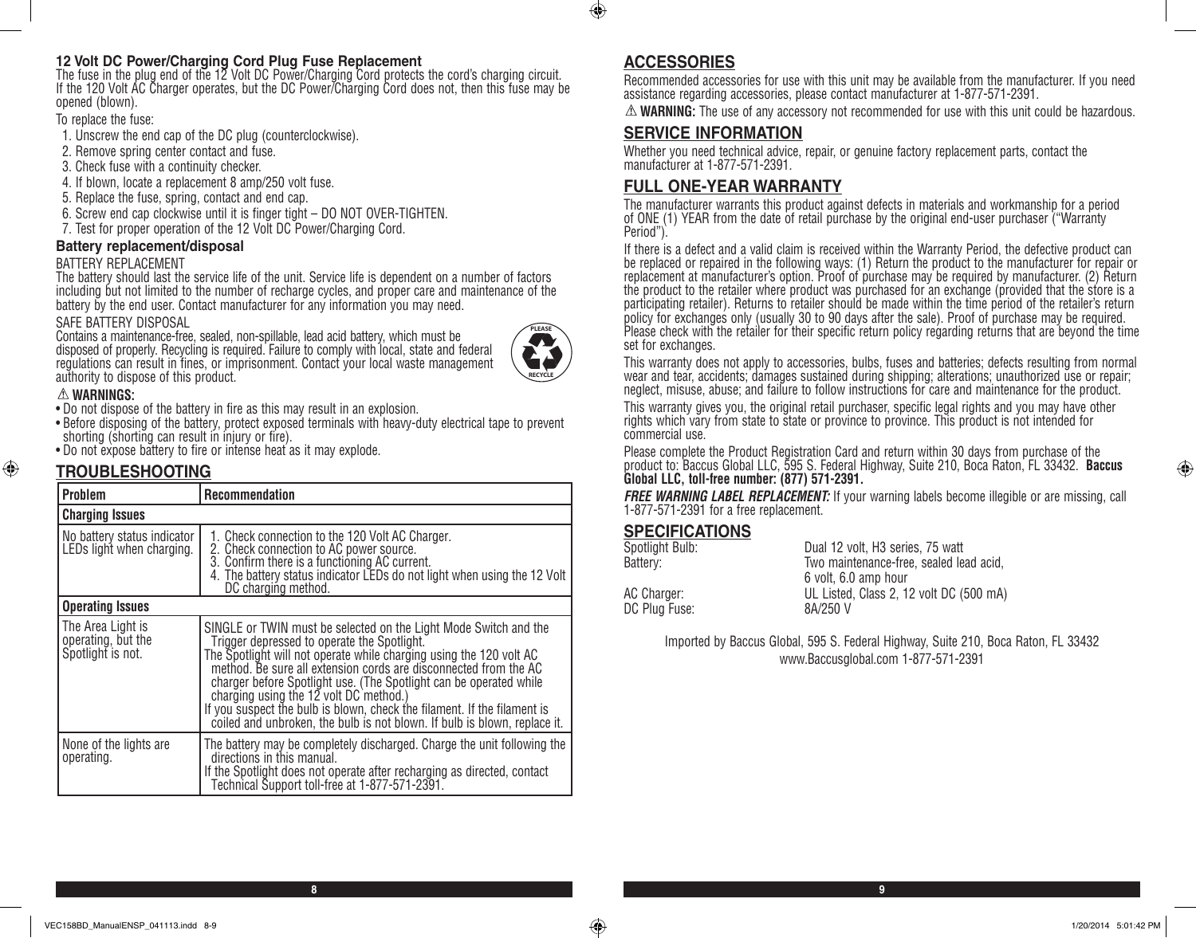### 12 Volt DC Power/Charging Cord Plug Fuse Replacement

The fuse in the plug end of the 12 Volt DC Power/Charging Cord protects the cord's charging circuit. If the 120 Volt AC Charger operates, but the DC Power/Charging Cord does not, then this fuse may be opened (blown).

To replace the fuse:

1. Unscrew the end cap of the DC plug (counterclockwise).
2. Remove spring center contact and fuse.
3. Check fuse with a continuity checker.
4. If blown, locate a replacement 8 amp/250 volt fuse.
5. Replace the fuse, spring, contact and end cap.
6. Screw end cap clockwise until it is finger tight – DO NOT OVER-TIGHTEN.
7. Test for proper operation of the 12 Volt DC Power/Charging Cord.

### Battery replacement/disposal

BATTERY REPLACEMENT

The battery should last the service life of the unit. Service life is dependent on a number of factors including but not limited to the number of recharge cycles, and proper care and maintenance of the battery by the end user. Contact manufacturer for any information you may need.

SAFE BATTERY DISPOSAL

Contains a maintenance-free, sealed, non-spillable, lead acid battery, which must be disposed of properly. Recycling is required. Failure to comply with local, state and federal regulations can result in fines, or imprisonment. Contact your local waste management authority to dispose of this product.

PLEASE RECYCLE

⚠ **WARNINGS:**

- Do not dispose of the battery in fire as this may result in an explosion.
- Before disposing of the battery, protect exposed terminals with heavy-duty electrical tape to prevent shorting (shorting can result in injury or fire).
- Do not expose battery to fire or intense heat as it may explode.

## TROUBLESHOOTING

| Problem | Recommendation |
|---|---|
| **Charging Issues** | |
| No battery status indicator LEDs light when charging. | 1. Check connection to the 120 Volt AC Charger. 2. Check connection to AC power source. 3. Confirm there is a functioning AC current. 4. The battery status indicator LEDs do not light when using the 12 Volt DC charging method. |
| **Operating Issues** | |
| The Area Light is operating, but the Spotlight is not. | SINGLE or TWIN must be selected on the Light Mode Switch and the Trigger depressed to operate the Spotlight. The Spotlight will not operate while charging using the 120 volt AC method. Be sure all extension cords are disconnected from the AC charger before Spotlight use. (The Spotlight can be operated while charging using the 12 volt DC method.) If you suspect the bulb is blown, check the filament. If the filament is coiled and unbroken, the bulb is not blown. If bulb is blown, replace it. |
| None of the lights are operating. | The battery may be completely discharged. Charge the unit following the directions in this manual. If the Spotlight does not operate after recharging as directed, contact Technical Support toll-free at 1-877-571-2391. |

## ACCESSORIES

Recommended accessories for use with this unit may be available from the manufacturer. If you need assistance regarding accessories, please contact manufacturer at 1-877-571-2391.

⚠ **WARNING:** The use of any accessory not recommended for use with this unit could be hazardous.

## SERVICE INFORMATION

Whether you need technical advice, repair, or genuine factory replacement parts, contact the manufacturer at 1-877-571-2391.

## FULL ONE-YEAR WARRANTY

The manufacturer warrants this product against defects in materials and workmanship for a period of ONE (1) YEAR from the date of retail purchase by the original end-user purchaser ("Warranty Period").

If there is a defect and a valid claim is received within the Warranty Period, the defective product can be replaced or repaired in the following ways: (1) Return the product to the manufacturer for repair or replacement at manufacturer's option. Proof of purchase may be required by manufacturer. (2) Return the product to the retailer where product was purchased for an exchange (provided that the store is a participating retailer). Returns to retailer should be made within the time period of the retailer's return policy for exchanges only (usually 30 to 90 days after the sale). Proof of purchase may be required. Please check with the retailer for their specific return policy regarding returns that are beyond the time set for exchanges.

This warranty does not apply to accessories, bulbs, fuses and batteries; defects resulting from normal wear and tear, accidents; damages sustained during shipping; alterations; unauthorized use or repair; neglect, misuse, abuse; and failure to follow instructions for care and maintenance for the product.

This warranty gives you, the original retail purchaser, specific legal rights and you may have other rights which vary from state to state or province to province. This product is not intended for commercial use.

Please complete the Product Registration Card and return within 30 days from purchase of the product to: Baccus Global LLC, 595 S. Federal Highway, Suite 210, Boca Raton, FL 33432. **Baccus Global LLC, toll-free number: (877) 571-2391.**

***FREE WARNING LABEL REPLACEMENT:*** If your warning labels become illegible or are missing, call 1-877-571-2391 for a free replacement.

## SPECIFICATIONS

| | |
|---|---|
| Spotlight Bulb: | Dual 12 volt, H3 series, 75 watt |
| Battery: | Two maintenance-free, sealed lead acid, 6 volt, 6.0 amp hour |
| AC Charger: | UL Listed, Class 2, 12 volt DC (500 mA) |
| DC Plug Fuse: | 8A/250 V |

Imported by Baccus Global, 595 S. Federal Highway, Suite 210, Boca Raton, FL 33432
www.Baccusglobal.com 1-877-571-2391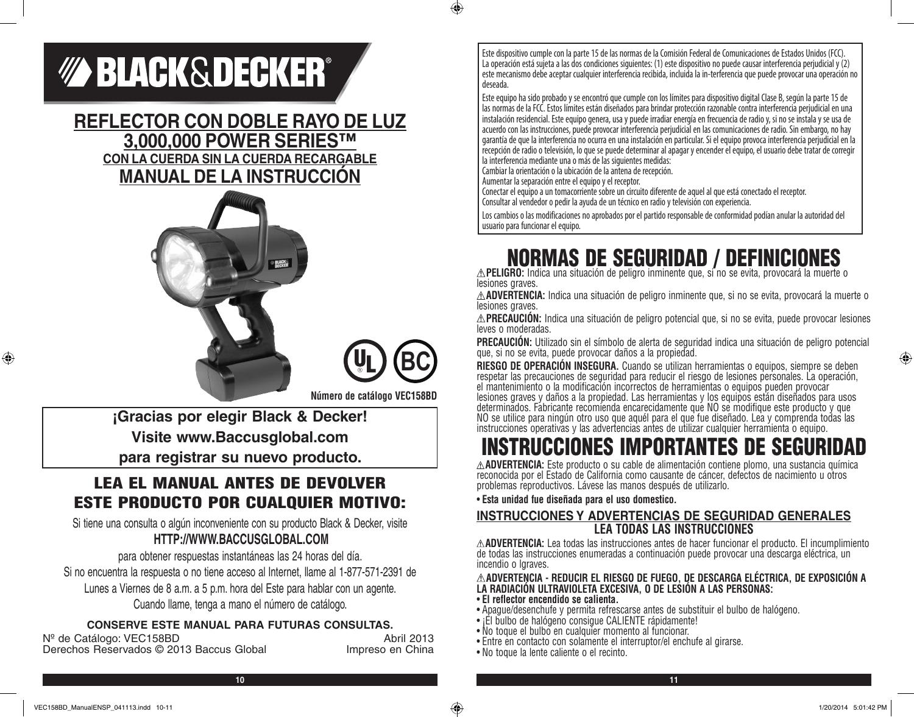# BLACK&DECKER

## REFLECTOR CON DOBLE RAYO DE LUZ 3,000,000 POWER SERIES™

### CON LA CUERDA SIN LA CUERDA RECARGABLE

## MANUAL DE LA INSTRUCCIÓN

**Número de catálogo VEC158BD**

**¡Gracias por elegir Black & Decker!**
**Visite www.Baccusglobal.com**
**para registrar su nuevo producto.**

## LEA EL MANUAL ANTES DE DEVOLVER ESTE PRODUCTO POR CUALQUIER MOTIVO:

Si tiene una consulta o algún inconveniente con su producto Black & Decker, visite

**HTTP://WWW.BACCUSGLOBAL.COM**

para obtener respuestas instantáneas las 24 horas del día.

Si no encuentra la respuesta o no tiene acceso al Internet, llame al 1-877-571-2391 de Lunes a Viernes de 8 a.m. a 5 p.m. hora del Este para hablar con un agente.

Cuando llame, tenga a mano el número de catálogo.

**CONSERVE ESTE MANUAL PARA FUTURAS CONSULTAS.**

Nº de Catálogo: VEC158BD — Abril 2013
Derechos Reservados © 2013 Baccus Global — Impreso en China

---

Este dispositivo cumple con la parte 15 de las normas de la Comisión Federal de Comunicaciones de Estados Unidos (FCC). La operación está sujeta a las dos condiciones siguientes: (1) este dispositivo no puede causar interferencia perjudicial y (2) este mecanismo debe aceptar cualquier interferencia recibida, incluida la in-terferencia que puede provocar una operación no deseada.

Este equipo ha sido probado y se encontró que cumple con los límites para dispositivo digital Clase B, según la parte 15 de las normas de la FCC. Estos límites están diseñados para brindar protección razonable contra interferencia perjudicial en una instalación residencial. Este equipo genera, usa y puede irradiar energía en frecuencia de radio y, si no se instala y se usa de acuerdo con las instrucciones, puede provocar interferencia perjudicial en las comunicaciones de radio. Sin embargo, no hay garantía de que la interferencia no ocurra en una instalación en particular. Si el equipo provoca interferencia perjudicial en la recepción de radio o televisión, lo que se puede determinar al apagar y encender el equipo, el usuario debe tratar de corregir la interferencia mediante una o más de las siguientes medidas:
Cambiar la orientación o la ubicación de la antena de recepción.
Aumentar la separación entre el equipo y el receptor.
Conectar el equipo a un tomacorriente sobre un circuito diferente de aquel al que está conectado el receptor.
Consultar al vendedor o pedir la ayuda de un técnico en radio y televisión con experiencia.

Los cambios o las modificaciones no aprobados por el partido responsable de conformidad podían anular la autoridad del usuario para funcionar el equipo.

# NORMAS DE SEGURIDAD / DEFINICIONES

⚠**PELIGRO:** Indica una situación de peligro inminente que, si no se evita, provocará la muerte o lesiones graves.

⚠**ADVERTENCIA:** Indica una situación de peligro inminente que, si no se evita, provocará la muerte o lesiones graves.

⚠**PRECAUCIÓN:** Indica una situación de peligro potencial que, si no se evita, puede provocar lesiones leves o moderadas.

**PRECAUCIÓN:** Utilizado sin el símbolo de alerta de seguridad indica una situación de peligro potencial que, si no se evita, puede provocar daños a la propiedad.

**RIESGO DE OPERACIÓN INSEGURA.** Cuando se utilizan herramientas o equipos, siempre se deben respetar las precauciones de seguridad para reducir el riesgo de lesiones personales. La operación, el mantenimiento o la modificación incorrectos de herramientas o equipos pueden provocar lesiones graves y daños a la propiedad. Las herramientas y los equipos están diseñados para usos determinados. Fabricante recomienda encarecidamente que NO se modifique este producto y que NO se utilice para ningún otro uso que aquél para el que fue diseñado. Lea y comprenda todas las instrucciones operativas y las advertencias antes de utilizar cualquier herramienta o equipo.

# INSTRUCCIONES IMPORTANTES DE SEGURIDAD

⚠**ADVERTENCIA:** Este producto o su cable de alimentación contiene plomo, una sustancia química reconocida por el Estado de California como causante de cáncer, defectos de nacimiento u otros problemas reproductivos. Lávese las manos después de utilizarlo.

- **Esta unidad fue diseñada para el uso domestico.**

### INSTRUCCIONES Y ADVERTENCIAS DE SEGURIDAD GENERALES
### LEA TODAS LAS INSTRUCCIONES

⚠**ADVERTENCIA:** Lea todas las instrucciones antes de hacer funcionar el producto. El incumplimiento de todas las instrucciones enumeradas a continuación puede provocar una descarga eléctrica, un incendio o lgraves.

⚠**ADVERTENCIA - REDUCIR EL RIESGO DE FUEGO, DE DESCARGA ELÉCTRICA, DE EXPOSICIÓN A LA RADIACIÓN ULTRAVIOLETA EXCESIVA, O DE LESIÓN A LAS PERSONAS:**

- **El reflector encendido se calienta.**
- Apague/desenchufe y permita refrescarse antes de substituir el bulbo de halógeno.
- ¡El bulbo de halógeno consigue CALIENTE rápidamente!
- No toque el bulbo en cualquier momento al funcionar.
- Entre en contacto con solamente el interruptor/el enchufe al girarse.
- No toque la lente caliente o el recinto.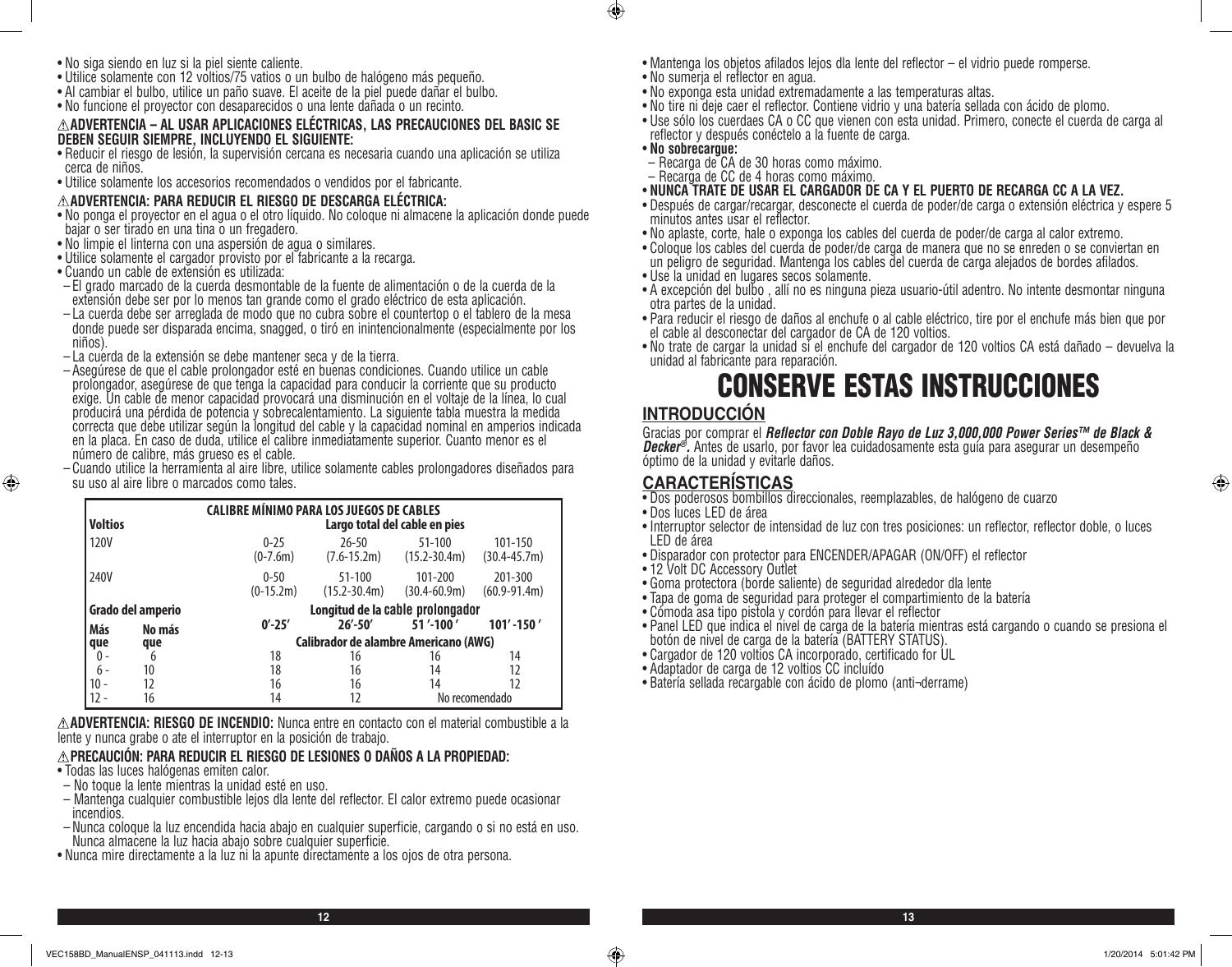- No siga siendo en luz si la piel siente caliente.
- Utilice solamente con 12 voltios/75 vatios o un bulbo de halógeno más pequeño.
- Al cambiar el bulbo, utilice un paño suave. El aceite de la piel puede dañar el bulbo.
- No funcione el proyector con desaparecidos o una lente dañada o un recinto.

**⚠ADVERTENCIA – AL USAR APLICACIONES ELÉCTRICAS, LAS PRECAUCIONES DEL BASIC SE DEBEN SEGUIR SIEMPRE, INCLUYENDO EL SIGUIENTE:**

- Reducir el riesgo de lesión, la supervisión cercana es necesaria cuando una aplicación se utiliza cerca de niños.
- Utilice solamente los accesorios recomendados o vendidos por el fabricante.

**⚠ADVERTENCIA: PARA REDUCIR EL RIESGO DE DESCARGA ELÉCTRICA:**

- No ponga el proyector en el agua o el otro líquido. No coloque ni almacene la aplicación donde puede bajar o ser tirado en una tina o un fregadero.
- No limpie el linterna con una aspersión de agua o similares.
- Utilice solamente el cargador provisto por el fabricante a la recarga.
- Cuando un cable de extensión es utilizada:
  - El grado marcado de la cuerda desmontable de la fuente de alimentación o de la cuerda de la extensión debe ser por lo menos tan grande como el grado eléctrico de esta aplicación.
  - La cuerda debe ser arreglada de modo que no cubra sobre el countertop o el tablero de la mesa donde puede ser disparada encima, snagged, o tiró en inintencionalmente (especialmente por los niños).
  - La cuerda de la extensión se debe mantener seca y de la tierra.
  - Asegúrese de que el cable prolongador esté en buenas condiciones. Cuando utilice un cable prolongador, asegúrese de que tenga la capacidad para conducir la corriente que su producto exige. Un cable de menor capacidad provocará una disminución en el voltaje de la línea, lo cual producirá una pérdida de potencia y sobrecalentamiento. La siguiente tabla muestra la medida correcta que debe utilizar según la longitud del cable y la capacidad nominal en amperios indicada en la placa. En caso de duda, utilice el calibre inmediatamente superior. Cuanto menor es el número de calibre, más grueso es el cable.
  - Cuando utilice la herramienta al aire libre, utilice solamente cables prolongadores diseñados para su uso al aire libre o marcados como tales.

| CALIBRE MÍNIMO PARA LOS JUEGOS DE CABLES | | | | | |
|---|---|---|---|---|---|
| **Voltios** | | **Largo total del cable en pies** | | | |
| 120V | | 0-25 (0-7.6m) | 26-50 (7.6-15.2m) | 51-100 (15.2-30.4m) | 101-150 (30.4-45.7m) |
| 240V | | 0-50 (0-15.2m) | 51-100 (15.2-30.4m) | 101-200 (30.4-60.9m) | 201-300 (60.9-91.4m) |
| **Grado del amperio** | | **Longitud de la cable prolongador** | | | |
| **Más que** | **No más que** | **0′-25′** | **26′-50′** | **51′-100′** | **101′-150′** |
| | | **Calibrador de alambre Americano (AWG)** | | | |
| 0 - | 6 | 18 | 16 | 16 | 14 |
| 6 - | 10 | 18 | 16 | 14 | 12 |
| 10 - | 12 | 16 | 16 | 14 | 12 |
| 12 - | 16 | 14 | 12 | No recomendado | |

**⚠ADVERTENCIA: RIESGO DE INCENDIO:** Nunca entre en contacto con el material combustible a la lente y nunca grabe o ate el interruptor en la posición de trabajo.

**⚠PRECAUCIÓN: PARA REDUCIR EL RIESGO DE LESIONES O DAÑOS A LA PROPIEDAD:**

- Todas las luces halógenas emiten calor.
  - No toque la lente mientras la unidad esté en uso.
  - Mantenga cualquier combustible lejos dla lente del reflector. El calor extremo puede ocasionar incendios.
  - Nunca coloque la luz encendida hacia abajo en cualquier superficie, cargando o si no está en uso. Nunca almacene la luz hacia abajo sobre cualquier superficie.
- Nunca mire directamente a la luz ni la apunte directamente a los ojos de otra persona.
- Mantenga los objetos afilados lejos dla lente del reflector – el vidrio puede romperse.
- No sumerja el reflector en agua.
- No exponga esta unidad extremadamente a las temperaturas altas.
- No tire ni deje caer el reflector. Contiene vidrio y una batería sellada con ácido de plomo.
- Use sólo los cuerdaes CA o CC que vienen con esta unidad. Primero, conecte el cuerda de carga al reflector y después conéctelo a la fuente de carga.
- **No sobrecargue:**
  - Recarga de CA de 30 horas como máximo.
  - Recarga de CC de 4 horas como máximo.
- **NUNCA TRATE DE USAR EL CARGADOR DE CA Y EL PUERTO DE RECARGA CC A LA VEZ.**
- Después de cargar/recargar, desconecte el cuerda de poder/de carga o extensión eléctrica y espere 5 minutos antes usar el reflector.
- No aplaste, corte, hale o exponga los cables del cuerda de poder/de carga al calor extremo.
- Coloque los cables del cuerda de poder/de carga de manera que no se enreden o se conviertan en un peligro de seguridad. Mantenga los cables del cuerda de carga alejados de bordes afilados.
- Use la unidad en lugares secos solamente.
- A excepción del bulbo , allí no es ninguna pieza usuario-útil adentro. No intente desmontar ninguna otra partes de la unidad.
- Para reducir el riesgo de daños al enchufe o al cable eléctrico, tire por el enchufe más bien que por el cable al desconectar del cargador de CA de 120 voltios.
- No trate de cargar la unidad si el enchufe del cargador de 120 voltios CA está dañado – devuelva la unidad al fabricante para reparación.

# CONSERVE ESTAS INSTRUCCIONES

## INTRODUCCIÓN

Gracias por comprar el ***Reflector con Doble Rayo de Luz 3,000,000 Power Series™ de Black & Decker®***. Antes de usarlo, por favor lea cuidadosamente esta guía para asegurar un desempeño óptimo de la unidad y evitarle daños.

## CARACTERÍSTICAS

- Dos poderosos bombillos direccionales, reemplazables, de halógeno de cuarzo
- Dos luces LED de área
- Interruptor selector de intensidad de luz con tres posiciones: un reflector, reflector doble, o luces LED de área
- Disparador con protector para ENCENDER/APAGAR (ON/OFF) el reflector
- 12 Volt DC Accessory Outlet
- Goma protectora (borde saliente) de seguridad alrededor dla lente
- Tapa de goma de seguridad para proteger el compartimiento de la batería
- Cómoda asa tipo pistola y cordón para llevar el reflector
- Panel LED que indica el nivel de carga de la batería mientras está cargando o cuando se presiona el botón de nivel de carga de la batería (BATTERY STATUS).
- Cargador de 120 voltios CA incorporado, certificado for UL
- Adaptador de carga de 12 voltios CC incluido
- Batería sellada recargable con ácido de plomo (anti¬derrame)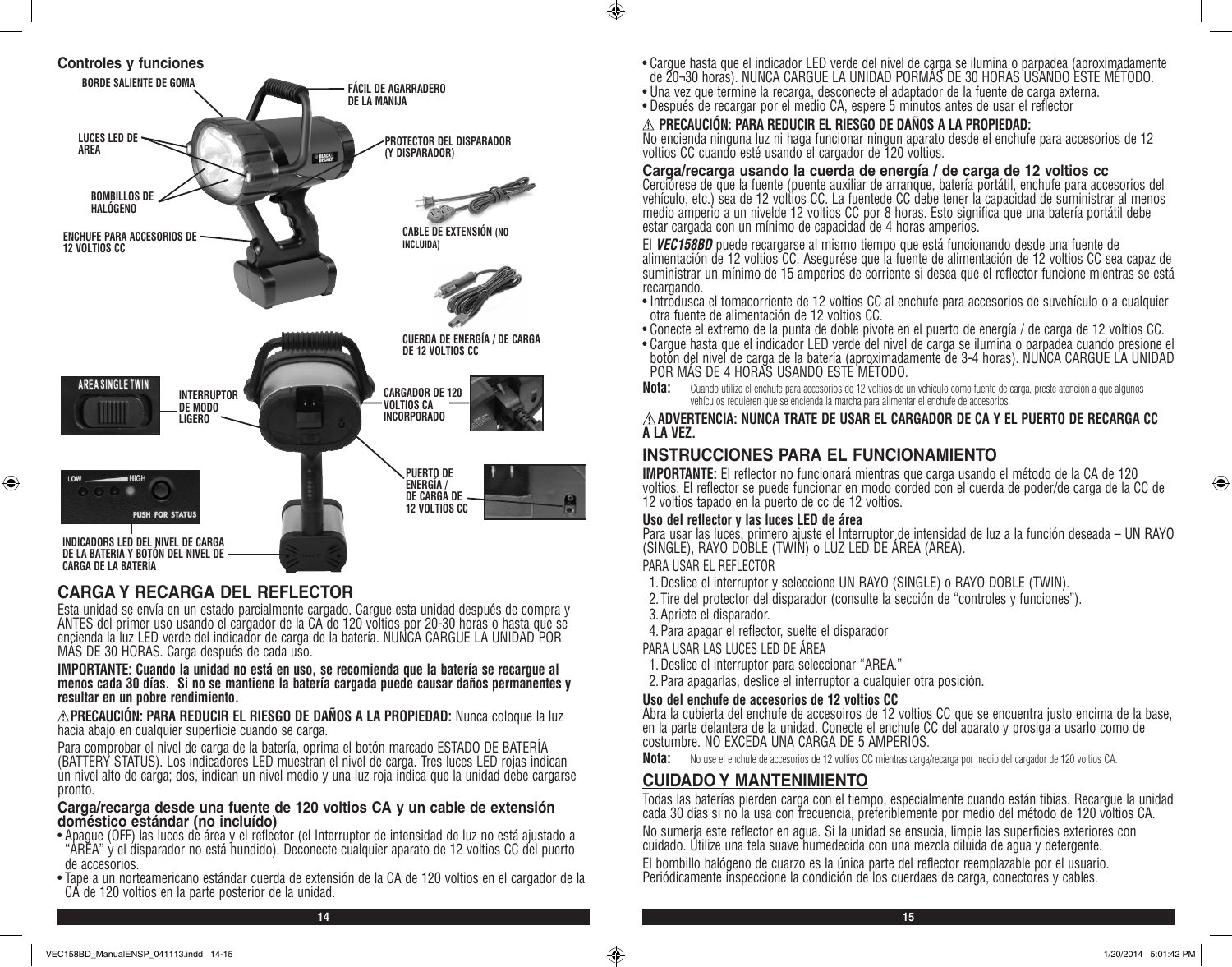## Controles y funciones

BORDE SALIENTE DE GOMA

FÁCIL DE AGARRADERO DE LA MANIJA

LUCES LED DE AREA

PROTECTOR DEL DISPARADOR (Y DISPARADOR)

BOMBILLOS DE HALÓGENO

ENCHUFE PARA ACCESORIOS DE 12 VOLTIOS CC

CABLE DE EXTENSIÓN (NO INCLUIDA)

CUERDA DE ENERGÍA / DE CARGA DE 12 VOLTIOS CC

INTERRUPTOR DE MODO LIGERO

CARGADOR DE 120 VOLTIOS CA INCORPORADO

PUERTO DE ENERGÍA / DE CARGA DE 12 VOLTIOS CC

INDICADORS LED DEL NIVEL DE CARGA DE LA BATERIA Y BOTÓN DEL NIVEL DE CARGA DE LA BATERÍA

## CARGA Y RECARGA DEL REFLECTOR

Esta unidad se envía en un estado parcialmente cargado. Cargue esta unidad después de compra y ANTES del primer uso usando el cargador de la CA de 120 voltios por 20-30 horas o hasta que se encienda la luz LED verde del indicador de carga de la batería. NUNCA CARGUE LA UNIDAD POR MÁS DE 30 HORAS. Carga después de cada uso.

**IMPORTANTE: Cuando la unidad no está en uso, se recomienda que la batería se recargue al menos cada 30 días. Si no se mantiene la batería cargada puede causar daños permanentes y resultar en un pobre rendimiento.**

⚠**PRECAUCIÓN: PARA REDUCIR EL RIESGO DE DAÑOS A LA PROPIEDAD:** Nunca coloque la luz hacia abajo en cualquier superficie cuando se carga.

Para comprobar el nivel de carga de la batería, oprima el botón marcado ESTADO DE BATERÍA (BATTERY STATUS). Los indicadores LED muestran el nivel de carga. Tres luces LED rojas indican un nivel alto de carga; dos, indican un nivel medio y una luz roja indica que la unidad debe cargarse pronto.

### Carga/recarga desde una fuente de 120 voltios CA y un cable de extensión doméstico estándar (no incluído)

- Apague (OFF) las luces de área y el reflector (el Interruptor de intensidad de luz no está ajustado a "ÁREA" y el disparador no está hundido). Deconecte cualquier aparato de 12 voltios CC del puerto de accesorios.
- Tape a un norteamericano estándar cuerda de extensión de la CA de 120 voltios en el cargador de la CA de 120 voltios en la parte posterior de la unidad.
- Cargue hasta que el indicador LED verde del nivel de carga se ilumina o parpadea (aproximadamente de 20¬30 horas). NUNCA CARGUE LA UNIDAD PORMÁS DE 30 HORAS USANDO ESTE MÉTODO.
- Una vez que termine la recarga, desconecte el adaptador de la fuente de carga externa.
- Después de recargar por el medio CA, espere 5 minutos antes de usar el reflector

⚠ **PRECAUCIÓN: PARA REDUCIR EL RIESGO DE DAÑOS A LA PROPIEDAD:**
No encienda ninguna luz ni haga funcionar ningun aparato desde el enchufe para accesorios de 12 voltios CC cuando esté usando el cargador de 120 voltios.

### Carga/recarga usando la cuerda de energía / de carga de 12 voltios cc

Cerciórese de que la fuente (puente auxiliar de arranque, batería portátil, enchufe para accesorios del vehículo, etc.) sea de 12 voltios CC. La fuentede CC debe tener la capacidad de suministrar al menos medio amperio a un nivelde 12 voltios CC por 8 horas. Esto significa que una batería portátil debe estar cargada con un mínimo de capacidad de 4 horas amperios.

El ***VEC158BD*** puede recargarse al mismo tiempo que está funcionando desde una fuente de alimentación de 12 voltios CC. Asegurése que la fuente de alimentación de 12 voltios CC sea capaz de suministrar un mínimo de 15 amperios de corriente si desea que el reflector funcione mientras se está recargando.

- Introdusca el tomacorriente de 12 voltios CC al enchufe para accesorios de suvehículo o a cualquier otra fuente de alimentación de 12 voltios CC.
- Conecte el extremo de la punta de doble pivote en el puerto de energía / de carga de 12 voltios CC.
- Cargue hasta que el indicador LED verde del nivel de carga se ilumina o parpadea cuando presione el botón del nivel de carga de la batería (aproximadamente de 3-4 horas). NUNCA CARGUE LA UNIDAD POR MÁS DE 4 HORAS USANDO ESTE MÉTODO.

**Nota:** Cuando utilize el enchufe para accesorios de 12 voltios de un vehículo como fuente de carga, preste atención a que algunos vehículos requieren que se encienda la marcha para alimentar el enchufe de accesorios.

⚠**ADVERTENCIA: NUNCA TRATE DE USAR EL CARGADOR DE CA Y EL PUERTO DE RECARGA CC A LA VEZ.**

## INSTRUCCIONES PARA EL FUNCIONAMIENTO

**IMPORTANTE:** El reflector no funcionará mientras que carga usando el método de la CA de 120 voltios. El reflector se puede funcionar en modo corded con el cuerda de poder/de carga de la CC de 12 voltios tapado en la puerto de cc de 12 voltios.

### Uso del reflector y las luces LED de área

Para usar las luces, primero ajuste el Interruptor de intensidad de luz a la función deseada – UN RAYO (SINGLE), RAYO DOBLE (TWIN) o LUZ LED DE ÁREA (AREA).

PARA USAR EL REFLECTOR

1. Deslice el interruptor y seleccione UN RAYO (SINGLE) o RAYO DOBLE (TWIN).
2. Tire del protector del disparador (consulte la sección de "controles y funciones").
3. Apriete el disparador.
4. Para apagar el reflector, suelte el disparador

PARA USAR LAS LUCES LED DE ÁREA

1. Deslice el interruptor para seleccionar "AREA."
2. Para apagarlas, deslice el interruptor a cualquier otra posición.

### Uso del enchufe de accesorios de 12 voltios CC

Abra la cubierta del enchufe de accesoiros de 12 voltios CC que se encuentra justo encima de la base, en la parte delantera de la unidad. Conecte el enchufe CC del aparato y prosiga a usarlo como de costumbre. NO EXCEDA UNA CARGA DE 5 AMPERIOS.

**Nota:** No use el enchufe de accesorios de 12 voltios CC mientras carga/recarga por medio del cargador de 120 voltios CA.

## CUIDADO Y MANTENIMIENTO

Todas las baterías pierden carga con el tiempo, especialmente cuando están tibias. Recargue la unidad cada 30 días si no la usa con frecuencia, preferiblemente por medio del método de 120 voltios CA.

No sumerja este reflector en agua. Si la unidad se ensucia, limpie las superficies exteriores con cuidado. Utilize una tela suave humedecida con una mezcla diluida de agua y detergente.

El bombillo halógeno de cuarzo es la única parte del reflector reemplazable por el usuario. Periódicamente inspeccione la condición de los cuerdaes de carga, conectores y cables.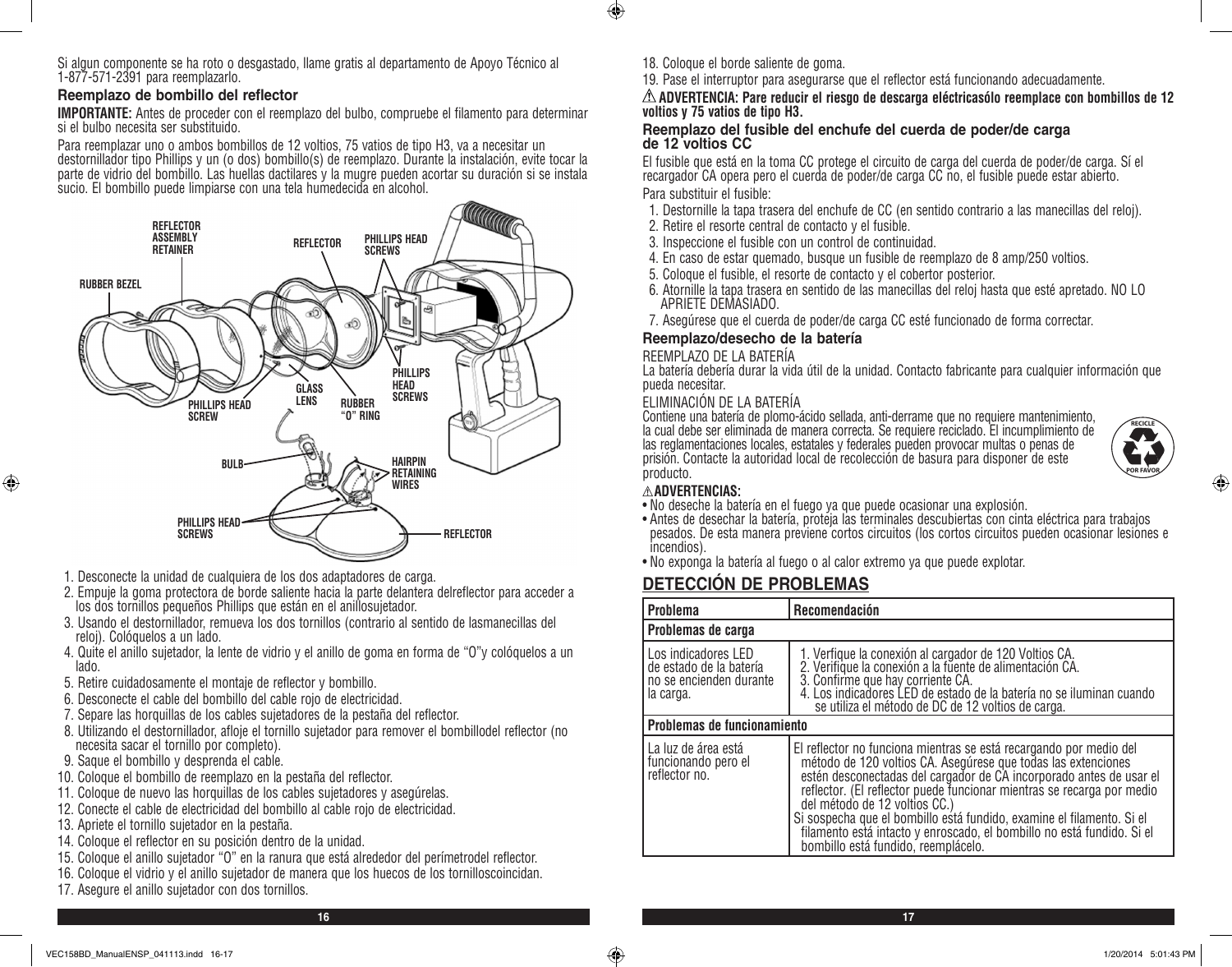Si algun componente se ha roto o desgastado, llame gratis al departamento de Apoyo Técnico al 1-877-571-2391 para reemplazarlo.

### Reemplazo de bombillo del reflector

**IMPORTANTE:** Antes de proceder con el reemplazo del bulbo, compruebe el filamento para determinar si el bulbo necesita ser substituido.

Para reemplazar uno o ambos bombillos de 12 voltios, 75 vatios de tipo H3, va a necesitar un destornillador tipo Phillips y un (o dos) bombillo(s) de reemplazo. Durante la instalación, evite tocar la parte de vidrio del bombillo. Las huellas dactilares y la mugre pueden acortar su duración si se instala sucio. El bombillo puede limpiarse con una tela humedecida en alcohol.

REFLECTOR ASSEMBLY RETAINER — REFLECTOR — PHILLIPS HEAD SCREWS — RUBBER BEZEL — PHILLIPS HEAD SCREWS — GLASS LENS — RUBBER "O" RING — PHILLIPS HEAD SCREW — BULB — HAIRPIN RETAINING WIRES — PHILLIPS HEAD SCREWS — REFLECTOR

1. Desconecte la unidad de cualquiera de los dos adaptadores de carga.
2. Empuje la goma protectora de borde saliente hacia la parte delantera delreflector para acceder a los dos tornillos pequeños Phillips que están en el anillosujetador.
3. Usando el destornillador, remueva los dos tornillos (contrario al sentido de lasmanecillas del reloj). Colóquelos a un lado.
4. Quite el anillo sujetador, la lente de vidrio y el anillo de goma en forma de "O"y colóquelos a un lado.
5. Retire cuidadosamente el montaje de reflector y bombillo.
6. Desconecte el cable del bombillo del cable rojo de electricidad.
7. Separe las horquillas de los cables sujetadores de la pestaña del reflector.
8. Utilizando el destornillador, afloje el tornillo sujetador para remover el bombillodel reflector (no necesita sacar el tornillo por completo).
9. Saque el bombillo y desprenda el cable.
10. Coloque el bombillo de reemplazo en la pestaña del reflector.
11. Coloque de nuevo las horquillas de los cables sujetadores y asegúrelas.
12. Conecte el cable de electricidad del bombillo al cable rojo de electricidad.
13. Apriete el tornillo sujetador en la pestaña.
14. Coloque el reflector en su posición dentro de la unidad.
15. Coloque el anillo sujetador "O" en la ranura que está alrededor del perímetrodel reflector.
16. Coloque el vidrio y el anillo sujetador de manera que los huecos de los tornilloscoincidan.
17. Asegure el anillo sujetador con dos tornillos.
18. Coloque el borde saliente de goma.
19. Pase el interruptor para asegurarse que el reflector está funcionando adecuadamente.

⚠ **ADVERTENCIA: Pare reducir el riesgo de descarga eléctricasólo reemplace con bombillos de 12 voltios y 75 vatios de tipo H3.**

### Reemplazo del fusible del enchufe del cuerda de poder/de carga de 12 voltios CC

El fusible que está en la toma CC protege el circuito de carga del cuerda de poder/de carga. Sí el recargador CA opera pero el cuerda de poder/de carga CC no, el fusible puede estar abierto.

Para substituir el fusible:

1. Destornille la tapa trasera del enchufe de CC (en sentido contrario a las manecillas del reloj).
2. Retire el resorte central de contacto y el fusible.
3. Inspeccione el fusible con un control de continuidad.
4. En caso de estar quemado, busque un fusible de reemplazo de 8 amp/250 voltios.
5. Coloque el fusible, el resorte de contacto y el cobertor posterior.
6. Atornille la tapa trasera en sentido de las manecillas del reloj hasta que esté apretado. NO LO APRIETE DEMASIADO.
7. Asegúrese que el cuerda de poder/de carga CC esté funcionado de forma correctar.

### Reemplazo/desecho de la batería

REEMPLAZO DE LA BATERÍA

La batería debería durar la vida útil de la unidad. Contacto fabricante para cualquier información que pueda necesitar.

ELIMINACIÓN DE LA BATERÍA

Contiene una batería de plomo-ácido sellada, anti-derrame que no requiere mantenimiento, la cual debe ser eliminada de manera correcta. Se requiere reciclado. El incumplimiento de las reglamentaciones locales, estatales y federales pueden provocar multas o penas de prisión. Contacte la autoridad local de recolección de basura para disponer de este producto.

RECICLE POR FAVOR

⚠ **ADVERTENCIAS:**

- No deseche la batería en el fuego ya que puede ocasionar una explosión.
- Antes de desechar la batería, proteja las terminales descubiertas con cinta eléctrica para trabajos pesados. De esta manera previene cortos circuitos (los cortos circuitos pueden ocasionar lesiones e incendios).
- No exponga la batería al fuego o al calor extremo ya que puede explotar.

## DETECCIÓN DE PROBLEMAS

| Problema | Recomendación |
|---|---|
| **Problemas de carga** | |
| Los indicadores LED de estado de la batería no se encienden durante la carga. | 1. Verfique la conexión al cargador de 120 Voltios CA. 2. Verifique la conexión a la fuente de alimentación CA. 3. Confirme que hay corriente CA. 4. Los indicadores LED de estado de la batería no se iluminan cuando se utiliza el método de DC de 12 voltios de carga. |
| **Problemas de funcionamiento** | |
| La luz de área está funcionando pero el reflector no. | El reflector no funciona mientras se está recargando por medio del método de 120 voltios CA. Asegúrese que todas las extenciones estén desconectadas del cargador de CA incorporado antes de usar el reflector. (El reflector puede funcionar mientras se recarga por medio del método de 12 voltios CC.) Si sospecha que el bombillo está fundido, examine el filamento. Si el filamento está intacto y enroscado, el bombillo no está fundido. Si el bombillo está fundido, reemplácelo. |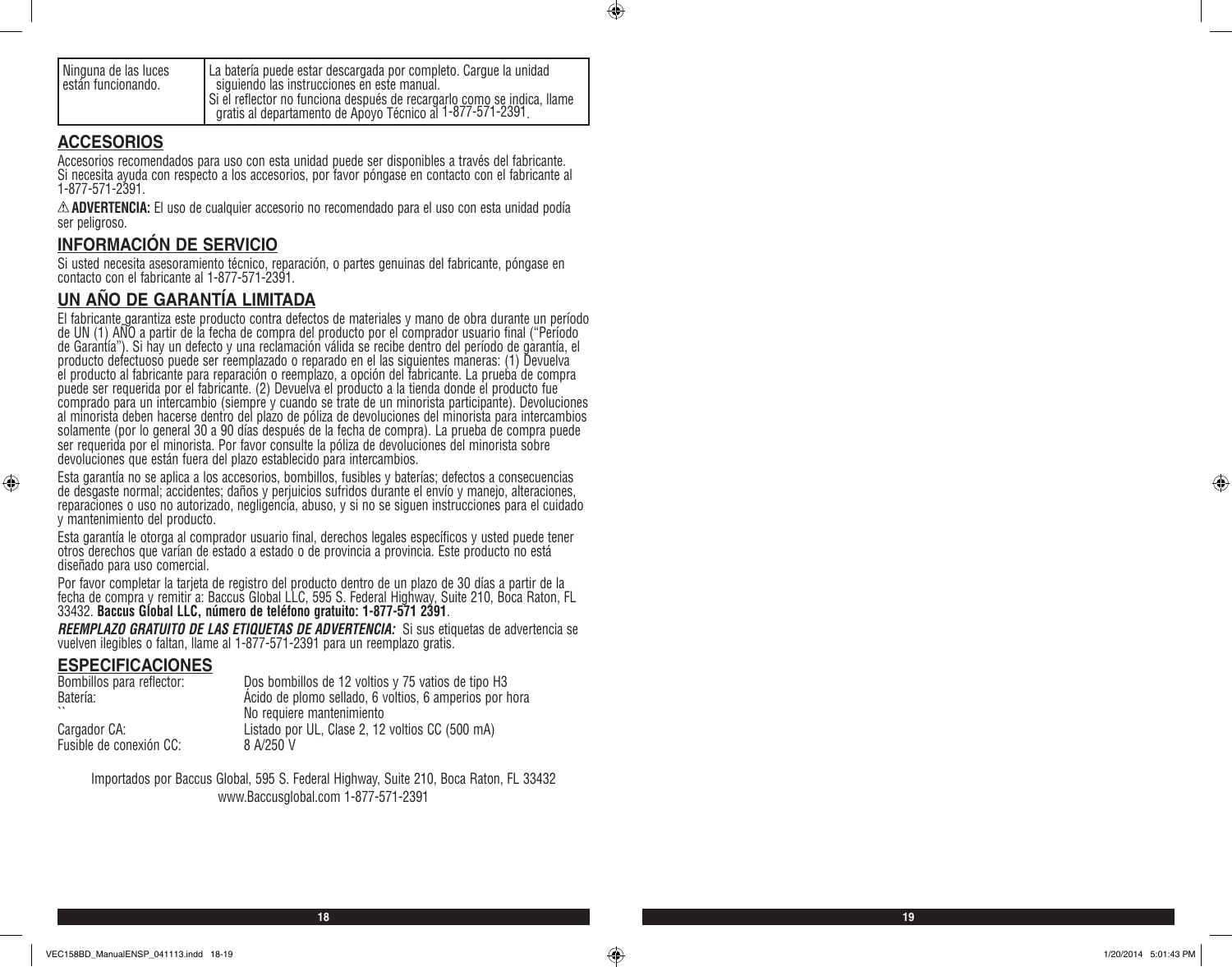| | |
|---|---|
| Ninguna de las luces están funcionando. | La batería puede estar descargada por completo. Cargue la unidad siguiendo las instrucciones en este manual. Si el reflector no funciona después de recargarlo como se indica, llame gratis al departamento de Apoyo Técnico al 1-877-571-2391. |

## ACCESORIOS

Accesorios recomendados para uso con esta unidad puede ser disponibles a través del fabricante. Si necesita ayuda con respecto a los accesorios, por favor póngase en contacto con el fabricante al 1-877-571-2391.

⚠ **ADVERTENCIA:** El uso de cualquier accesorio no recomendado para el uso con esta unidad podía ser peligroso.

## INFORMACIÓN DE SERVICIO

Si usted necesita asesoramiento técnico, reparación, o partes genuinas del fabricante, póngase en contacto con el fabricante al 1-877-571-2391.

## UN AÑO DE GARANTÍA LIMITADA

El fabricante garantiza este producto contra defectos de materiales y mano de obra durante un período de UN (1) AÑO a partir de la fecha de compra del producto por el comprador usuario final ("Período de Garantía"). Si hay un defecto y una reclamación válida se recibe dentro del período de garantía, el producto defectuoso puede ser reemplazado o reparado en el las siguientes maneras: (1) Devuelva el producto al fabricante para reparación o reemplazo, a opción del fabricante. La prueba de compra puede ser requerida por el fabricante. (2) Devuelva el producto a la tienda donde el producto fue comprado para un intercambio (siempre y cuando se trate de un minorista participante). Devoluciones al minorista deben hacerse dentro del plazo de póliza de devoluciones del minorista para intercambios solamente (por lo general 30 a 90 días después de la fecha de compra). La prueba de compra puede ser requerida por el minorista. Por favor consulte la póliza de devoluciones del minorista sobre devoluciones que están fuera del plazo establecido para intercambios.

Esta garantía no se aplica a los accesorios, bombillos, fusibles y baterías; defectos a consecuencias de desgaste normal; accidentes; daños y perjuicios sufridos durante el envío y manejo, alteraciones, reparaciones o uso no autorizado, negligencia, abuso, y si no se siguen instrucciones para el cuidado y mantenimiento del producto.

Esta garantía le otorga al comprador usuario final, derechos legales específicos y usted puede tener otros derechos que varían de estado a estado o de provincia a provincia. Este producto no está diseñado para uso comercial.

Por favor completar la tarjeta de registro del producto dentro de un plazo de 30 días a partir de la fecha de compra y remitir a: Baccus Global LLC, 595 S. Federal Highway, Suite 210, Boca Raton, FL 33432. **Baccus Global LLC, número de teléfono gratuito: 1-877-571 2391**.

***REEMPLAZO GRATUITO DE LAS ETIQUETAS DE ADVERTENCIA:*** Si sus etiquetas de advertencia se vuelven ilegibles o faltan, llame al 1-877-571-2391 para un reemplazo gratis.

## ESPECIFICACIONES

| | |
|---|---|
| Bombillos para reflector: | Dos bombillos de 12 voltios y 75 vatios de tipo H3 |
| Batería: | Ácido de plomo sellado, 6 voltios, 6 amperios por hora |
| `` | No requiere mantenimiento |
| Cargador CA: | Listado por UL, Clase 2, 12 voltios CC (500 mA) |
| Fusible de conexión CC: | 8 A/250 V |

Importados por Baccus Global, 595 S. Federal Highway, Suite 210, Boca Raton, FL 33432
www.Baccusglobal.com 1-877-571-2391